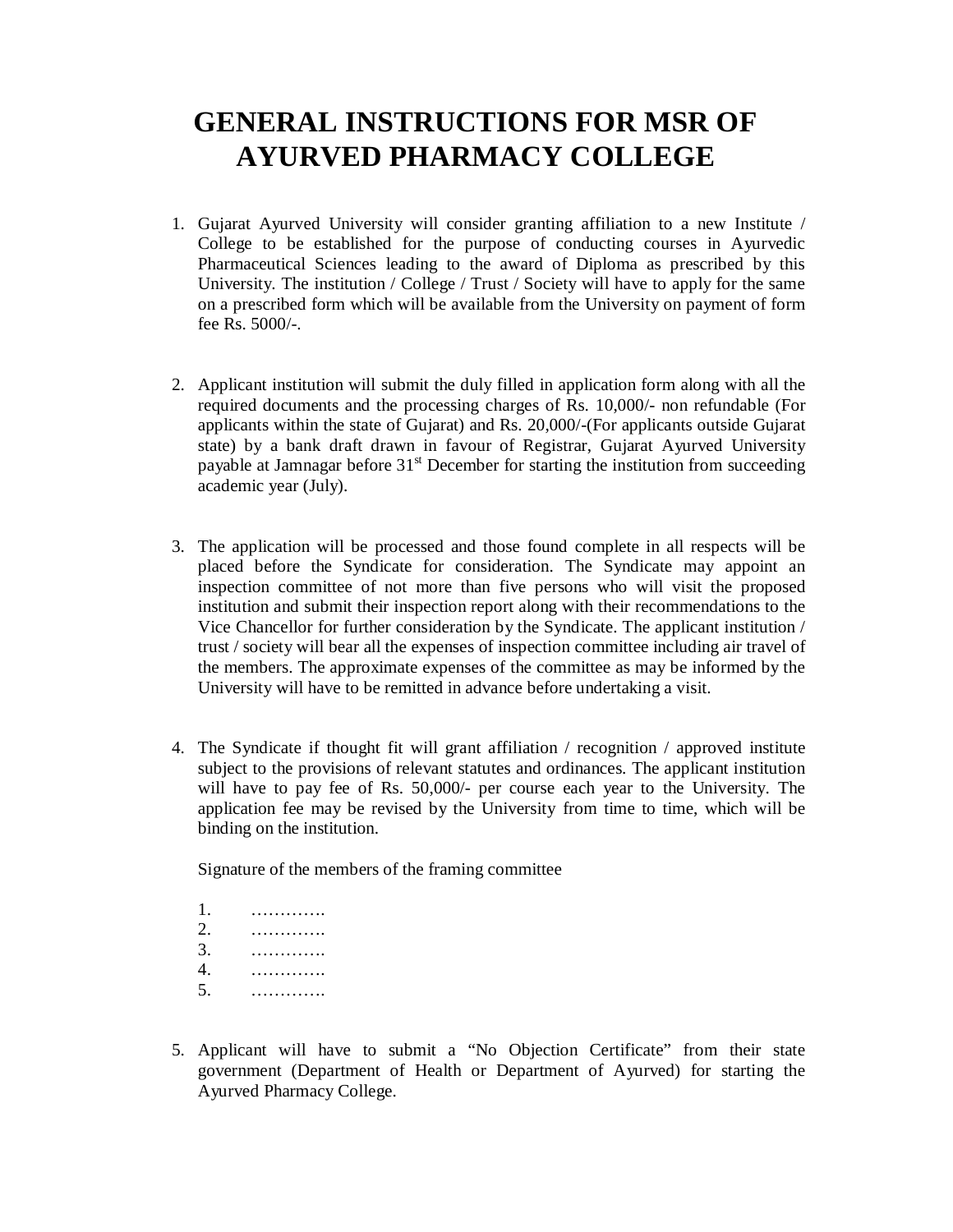# GENERAL INSTRUCTIONS FOR MSR OF AYURVED PHARMACY COLLEGE

1. Gujarat Ayurved University will consider granting affiliation to a new Institute / College to be established for the purpose of conducting courses in Ayurvedic Pharmaceutical Sciences leading to the award of Diploma as prescribed by this University. The institution / College / Trust / Society will have to apply for the same on a prescribed form which will be available from the University on payment of form fee Rs. 5000/-.

2. Applicant institution will submit the duly filled in application form along with all the required documents and the processing charges of Rs. 10,000/- non refundable (For applicants within the state of Gujarat) and Rs. 20,000/-(For applicants outside Gujarat state) by a bank draft drawn in favour of Registrar, Gujarat Ayurved University payable at Jamnagar before 31st December for starting the institution from succeeding academic year (July).

3. The application will be processed and those found complete in all respects will be placed before the Syndicate for consideration. The Syndicate may appoint an inspection committee of not more than five persons who will visit the proposed institution and submit their inspection report along with their recommendations to the Vice Chancellor for further consideration by the Syndicate. The applicant institution / trust / society will bear all the expenses of inspection committee including air travel of the members. The approximate expenses of the committee as may be informed by the University will have to be remitted in advance before undertaking a visit.

4. The Syndicate if thought fit will grant affiliation / recognition / approved institute subject to the provisions of relevant statutes and ordinances. The applicant institution will have to pay fee of Rs. 50,000/- per course each year to the University. The application fee may be revised by the University from time to time, which will be binding on the institution.

   Signature of the members of the framing committee

   1. ………….
   2. ………….
   3. ………….
   4. ………….
   5. ………….

5. Applicant will have to submit a "No Objection Certificate" from their state government (Department of Health or Department of Ayurved) for starting the Ayurved Pharmacy College.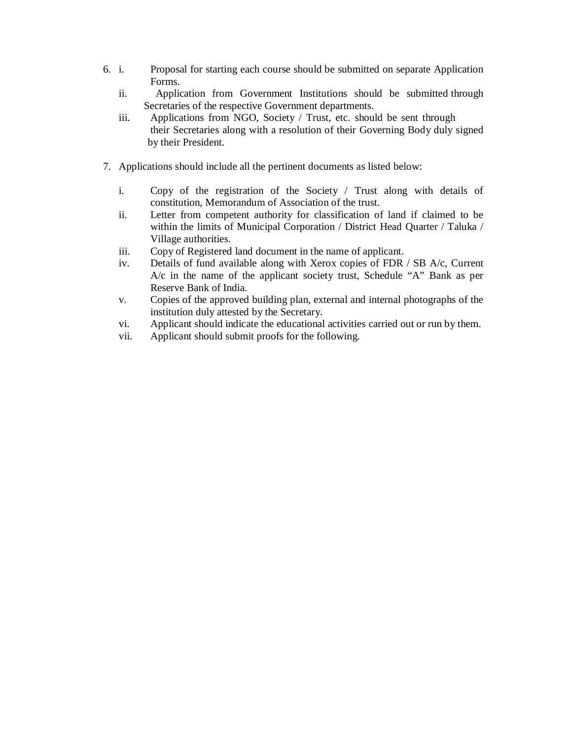6. i. Proposal for starting each course should be submitted on separate Application Forms.
   ii. Application from Government Institutions should be submitted through Secretaries of the respective Government departments.
   iii. Applications from NGO, Society / Trust, etc. should be sent through their Secretaries along with a resolution of their Governing Body duly signed by their President.

7. Applications should include all the pertinent documents as listed below:

   i. Copy of the registration of the Society / Trust along with details of constitution, Memorandum of Association of the trust.
   ii. Letter from competent authority for classification of land if claimed to be within the limits of Municipal Corporation / District Head Quarter / Taluka / Village authorities.
   iii. Copy of Registered land document in the name of applicant.
   iv. Details of fund available along with Xerox copies of FDR / SB A/c, Current A/c in the name of the applicant society trust, Schedule "A" Bank as per Reserve Bank of India.
   v. Copies of the approved building plan, external and internal photographs of the institution duly attested by the Secretary.
   vi. Applicant should indicate the educational activities carried out or run by them.
   vii. Applicant should submit proofs for the following.